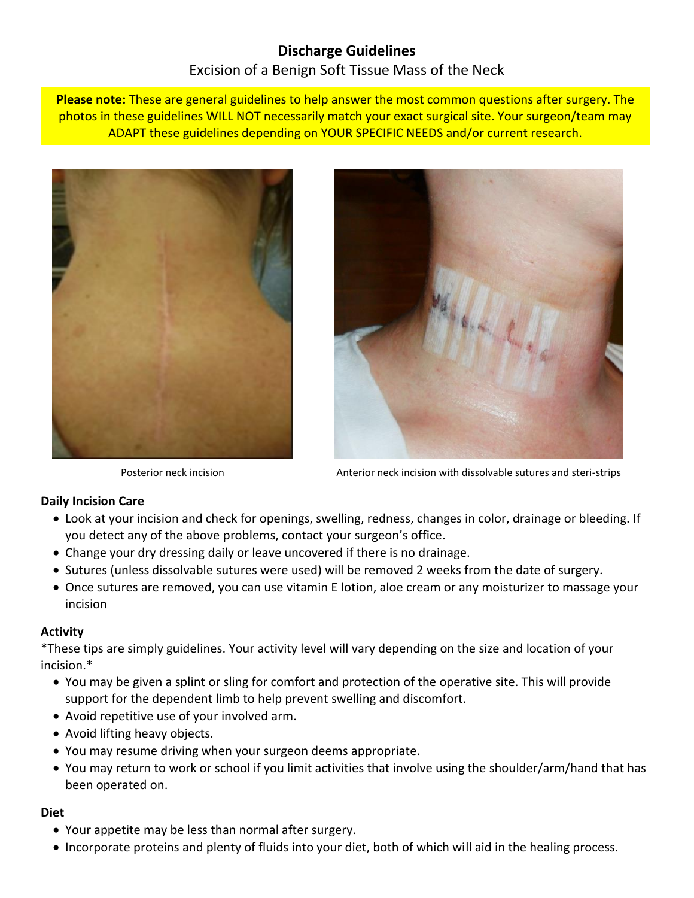# Discharge Guidelines

Excision of a Benign Soft Tissue Mass of the Neck

**Please note:** These are general guidelines to help answer the most common questions after surgery. The photos in these guidelines WILL NOT necessarily match your exact surgical site. Your surgeon/team may ADAPT these guidelines depending on YOUR SPECIFIC NEEDS and/or current research.

Posterior neck incision

Anterior neck incision with dissolvable sutures and steri-strips

### Daily Incision Care

- Look at your incision and check for openings, swelling, redness, changes in color, drainage or bleeding. If you detect any of the above problems, contact your surgeon's office.
- Change your dry dressing daily or leave uncovered if there is no drainage.
- Sutures (unless dissolvable sutures were used) will be removed 2 weeks from the date of surgery.
- Once sutures are removed, you can use vitamin E lotion, aloe cream or any moisturizer to massage your incision

### Activity

*These tips are simply guidelines. Your activity level will vary depending on the size and location of your incision.*

- You may be given a splint or sling for comfort and protection of the operative site. This will provide support for the dependent limb to help prevent swelling and discomfort.
- Avoid repetitive use of your involved arm.
- Avoid lifting heavy objects.
- You may resume driving when your surgeon deems appropriate.
- You may return to work or school if you limit activities that involve using the shoulder/arm/hand that has been operated on.

### Diet

- Your appetite may be less than normal after surgery.
- Incorporate proteins and plenty of fluids into your diet, both of which will aid in the healing process.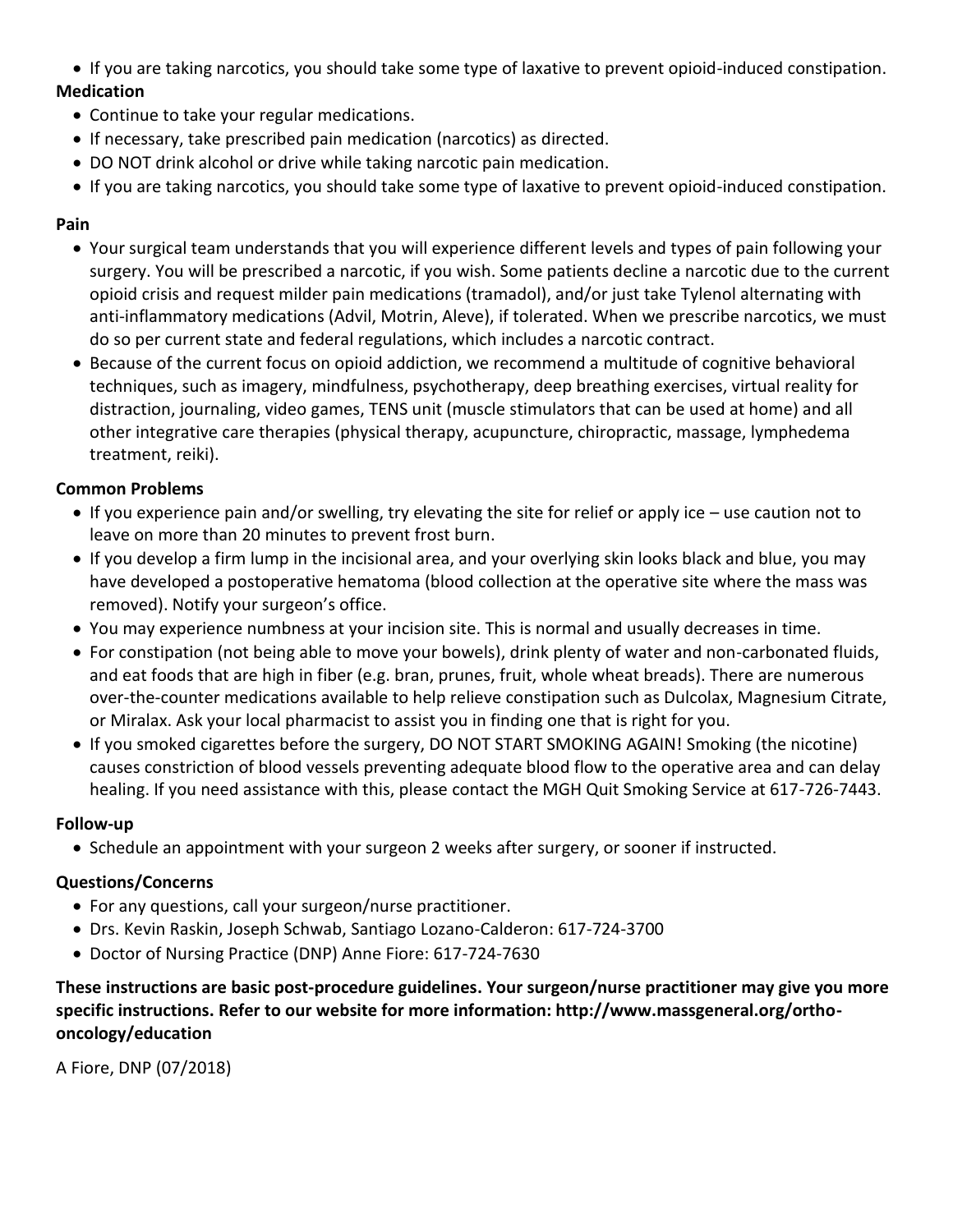- If you are taking narcotics, you should take some type of laxative to prevent opioid-induced constipation.

**Medication**

- Continue to take your regular medications.
- If necessary, take prescribed pain medication (narcotics) as directed.
- DO NOT drink alcohol or drive while taking narcotic pain medication.
- If you are taking narcotics, you should take some type of laxative to prevent opioid-induced constipation.

**Pain**

- Your surgical team understands that you will experience different levels and types of pain following your surgery. You will be prescribed a narcotic, if you wish. Some patients decline a narcotic due to the current opioid crisis and request milder pain medications (tramadol), and/or just take Tylenol alternating with anti-inflammatory medications (Advil, Motrin, Aleve), if tolerated. When we prescribe narcotics, we must do so per current state and federal regulations, which includes a narcotic contract.
- Because of the current focus on opioid addiction, we recommend a multitude of cognitive behavioral techniques, such as imagery, mindfulness, psychotherapy, deep breathing exercises, virtual reality for distraction, journaling, video games, TENS unit (muscle stimulators that can be used at home) and all other integrative care therapies (physical therapy, acupuncture, chiropractic, massage, lymphedema treatment, reiki).

**Common Problems**

- If you experience pain and/or swelling, try elevating the site for relief or apply ice – use caution not to leave on more than 20 minutes to prevent frost burn.
- If you develop a firm lump in the incisional area, and your overlying skin looks black and blue, you may have developed a postoperative hematoma (blood collection at the operative site where the mass was removed). Notify your surgeon's office.
- You may experience numbness at your incision site. This is normal and usually decreases in time.
- For constipation (not being able to move your bowels), drink plenty of water and non-carbonated fluids, and eat foods that are high in fiber (e.g. bran, prunes, fruit, whole wheat breads). There are numerous over-the-counter medications available to help relieve constipation such as Dulcolax, Magnesium Citrate, or Miralax. Ask your local pharmacist to assist you in finding one that is right for you.
- If you smoked cigarettes before the surgery, DO NOT START SMOKING AGAIN! Smoking (the nicotine) causes constriction of blood vessels preventing adequate blood flow to the operative area and can delay healing. If you need assistance with this, please contact the MGH Quit Smoking Service at 617-726-7443.

**Follow-up**

- Schedule an appointment with your surgeon 2 weeks after surgery, or sooner if instructed.

**Questions/Concerns**

- For any questions, call your surgeon/nurse practitioner.
- Drs. Kevin Raskin, Joseph Schwab, Santiago Lozano-Calderon: 617-724-3700
- Doctor of Nursing Practice (DNP) Anne Fiore: 617-724-7630

**These instructions are basic post-procedure guidelines. Your surgeon/nurse practitioner may give you more specific instructions. Refer to our website for more information: http://www.massgeneral.org/ortho-oncology/education**

A Fiore, DNP (07/2018)